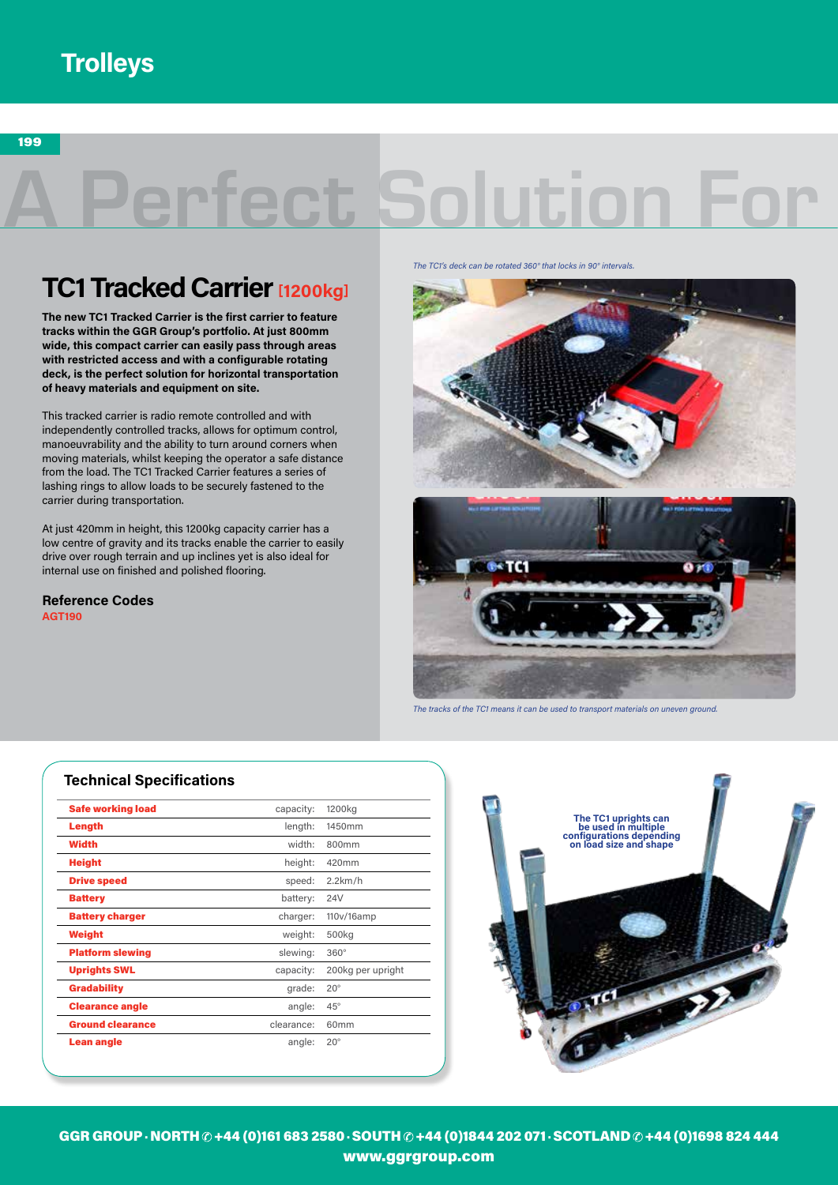# Trolleys

A Perfect Solution For

## TC1 Tracked Carrier [1200kg]

**The new TC1 Tracked Carrier is the first carrier to feature tracks within the GGR Group's portfolio. At just 800mm wide, this compact carrier can easily pass through areas with restricted access and with a configurable rotating deck, is the perfect solution for horizontal transportation of heavy materials and equipment on site.**

This tracked carrier is radio remote controlled and with independently controlled tracks, allows for optimum control, manoeuvrability and the ability to turn around corners when moving materials, whilst keeping the operator a safe distance from the load. The TC1 Tracked Carrier features a series of lashing rings to allow loads to be securely fastened to the carrier during transportation.

At just 420mm in height, this 1200kg capacity carrier has a low centre of gravity and its tracks enable the carrier to easily drive over rough terrain and up inclines yet is also ideal for internal use on finished and polished flooring.

### Reference Codes

AGT190

*The TC1's deck can be rotated 360° that locks in 90° intervals.*

*The tracks of the TC1 means it can be used to transport materials on uneven ground.*

### Technical Specifications

| | | |
|---|---|---|
| **Safe working load** | capacity: | 1200kg |
| **Length** | length: | 1450mm |
| **Width** | width: | 800mm |
| **Height** | height: | 420mm |
| **Drive speed** | speed: | 2.2km/h |
| **Battery** | battery: | 24V |
| **Battery charger** | charger: | 110v/16amp |
| **Weight** | weight: | 500kg |
| **Platform slewing** | slewing: | 360° |
| **Uprights SWL** | capacity: | 200kg per upright |
| **Gradability** | grade: | 20° |
| **Clearance angle** | angle: | 45° |
| **Ground clearance** | clearance: | 60mm |
| **Lean angle** | angle: | 20° |

The TC1 uprights can be used in multiple configurations depending on load size and shape

**GGR GROUP · NORTH ✆ +44 (0)161 683 2580 · SOUTH ✆ +44 (0)1844 202 071 · SCOTLAND ✆ +44 (0)1698 824 444**
**www.ggrgroup.com**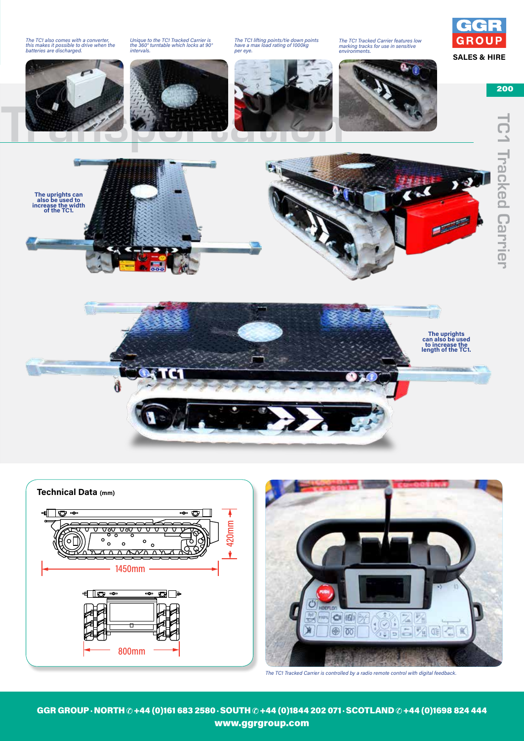*The TC1 also comes with a converter, this makes it possible to drive when the batteries are discharged.*

*Unique to the TC1 Tracked Carrier is the 360° turntable which locks at 90° intervals.*

*The TC1 lifting points/tie down points have a max load rating of 1000kg per eye.*

*The TC1 Tracked Carrier features low marking tracks for use in sensitive environments.*

# TC1 Tracked Carrier

**The uprights can also be used to increase the width of the TC1.**

**The uprights can also be used to increase the length of the TC1.**

## Technical Data (mm)

420mm

1450mm

800mm

*The TC1 Tracked Carrier is controlled by a radio remote control with digital feedback.*

**GGR GROUP · NORTH ✆ +44 (0)161 683 2580 · SOUTH ✆ +44 (0)1844 202 071 · SCOTLAND ✆ +44 (0)1698 824 444**

**www.ggrgroup.com**